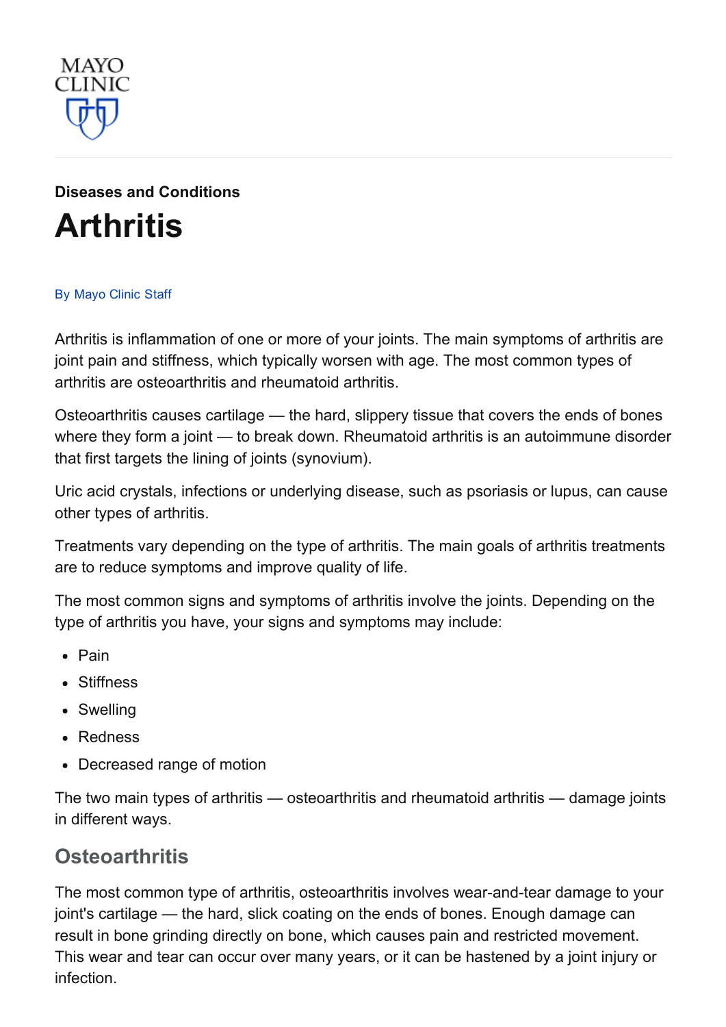MAYO CLINIC

**Diseases and Conditions**

# Arthritis

By Mayo Clinic Staff

Arthritis is inflammation of one or more of your joints. The main symptoms of arthritis are joint pain and stiffness, which typically worsen with age. The most common types of arthritis are osteoarthritis and rheumatoid arthritis.

Osteoarthritis causes cartilage — the hard, slippery tissue that covers the ends of bones where they form a joint — to break down. Rheumatoid arthritis is an autoimmune disorder that first targets the lining of joints (synovium).

Uric acid crystals, infections or underlying disease, such as psoriasis or lupus, can cause other types of arthritis.

Treatments vary depending on the type of arthritis. The main goals of arthritis treatments are to reduce symptoms and improve quality of life.

The most common signs and symptoms of arthritis involve the joints. Depending on the type of arthritis you have, your signs and symptoms may include:

- Pain
- Stiffness
- Swelling
- Redness
- Decreased range of motion

The two main types of arthritis — osteoarthritis and rheumatoid arthritis — damage joints in different ways.

## Osteoarthritis

The most common type of arthritis, osteoarthritis involves wear-and-tear damage to your joint's cartilage — the hard, slick coating on the ends of bones. Enough damage can result in bone grinding directly on bone, which causes pain and restricted movement. This wear and tear can occur over many years, or it can be hastened by a joint injury or infection.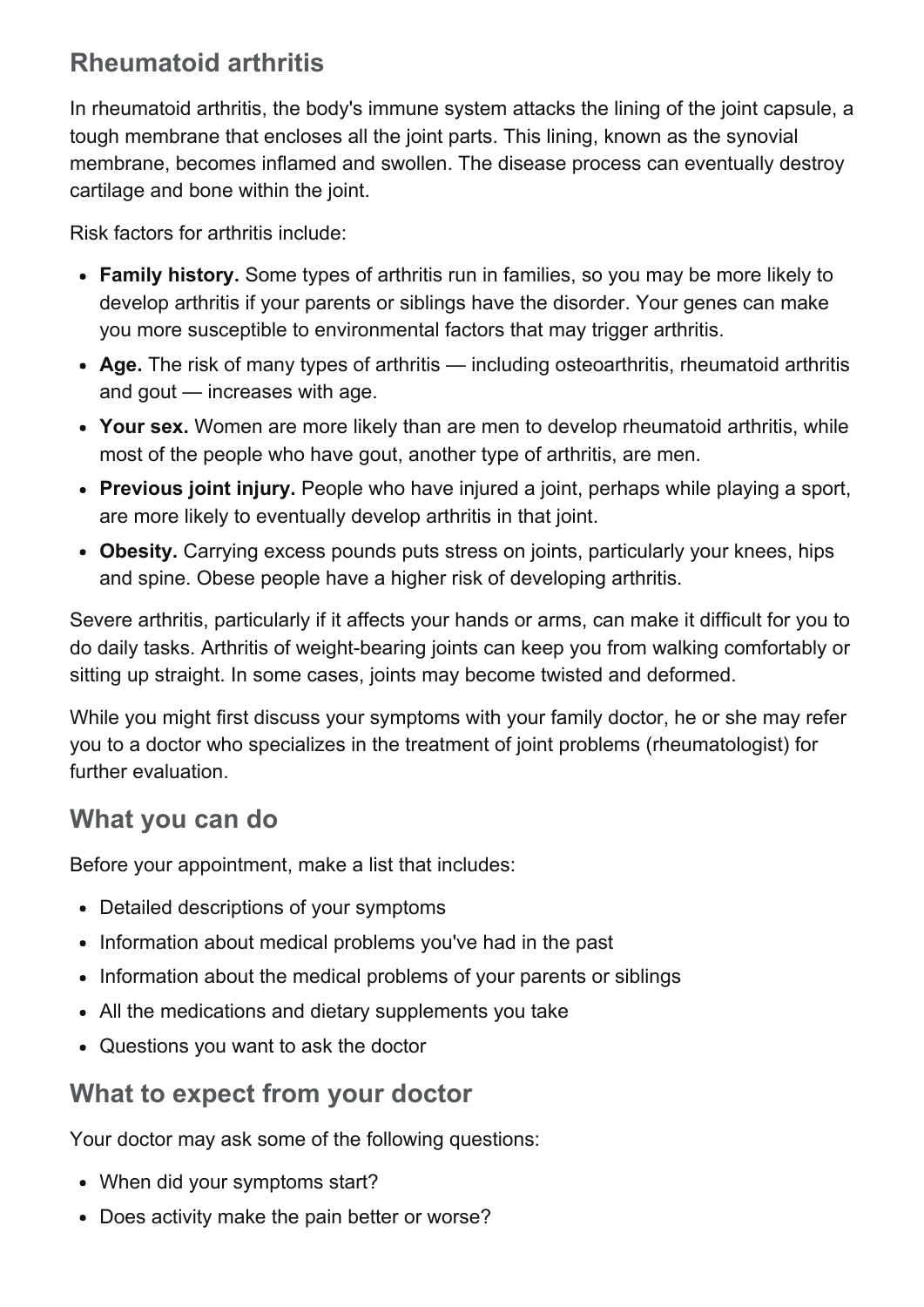## Rheumatoid arthritis

In rheumatoid arthritis, the body's immune system attacks the lining of the joint capsule, a tough membrane that encloses all the joint parts. This lining, known as the synovial membrane, becomes inflamed and swollen. The disease process can eventually destroy cartilage and bone within the joint.

Risk factors for arthritis include:

- **Family history.** Some types of arthritis run in families, so you may be more likely to develop arthritis if your parents or siblings have the disorder. Your genes can make you more susceptible to environmental factors that may trigger arthritis.
- **Age.** The risk of many types of arthritis — including osteoarthritis, rheumatoid arthritis and gout — increases with age.
- **Your sex.** Women are more likely than are men to develop rheumatoid arthritis, while most of the people who have gout, another type of arthritis, are men.
- **Previous joint injury.** People who have injured a joint, perhaps while playing a sport, are more likely to eventually develop arthritis in that joint.
- **Obesity.** Carrying excess pounds puts stress on joints, particularly your knees, hips and spine. Obese people have a higher risk of developing arthritis.

Severe arthritis, particularly if it affects your hands or arms, can make it difficult for you to do daily tasks. Arthritis of weight-bearing joints can keep you from walking comfortably or sitting up straight. In some cases, joints may become twisted and deformed.

While you might first discuss your symptoms with your family doctor, he or she may refer you to a doctor who specializes in the treatment of joint problems (rheumatologist) for further evaluation.

## What you can do

Before your appointment, make a list that includes:

- Detailed descriptions of your symptoms
- Information about medical problems you've had in the past
- Information about the medical problems of your parents or siblings
- All the medications and dietary supplements you take
- Questions you want to ask the doctor

## What to expect from your doctor

Your doctor may ask some of the following questions:

- When did your symptoms start?
- Does activity make the pain better or worse?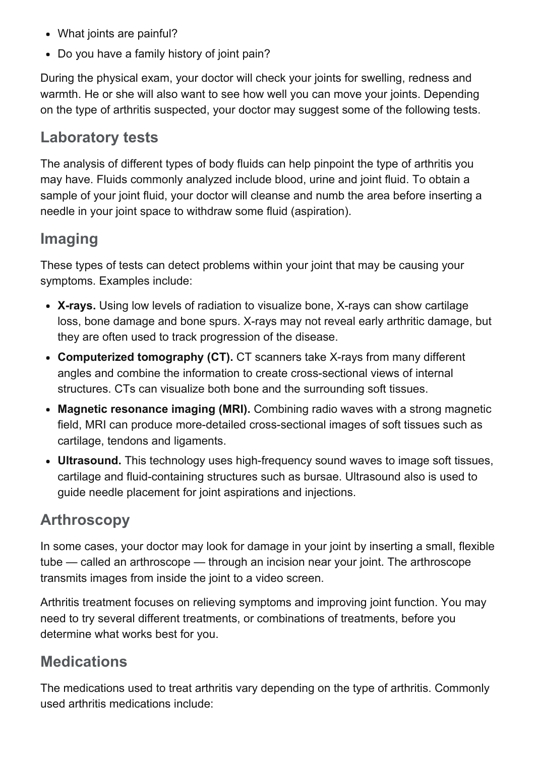- What joints are painful?
- Do you have a family history of joint pain?

During the physical exam, your doctor will check your joints for swelling, redness and warmth. He or she will also want to see how well you can move your joints. Depending on the type of arthritis suspected, your doctor may suggest some of the following tests.

## Laboratory tests

The analysis of different types of body fluids can help pinpoint the type of arthritis you may have. Fluids commonly analyzed include blood, urine and joint fluid. To obtain a sample of your joint fluid, your doctor will cleanse and numb the area before inserting a needle in your joint space to withdraw some fluid (aspiration).

## Imaging

These types of tests can detect problems within your joint that may be causing your symptoms. Examples include:

- **X-rays.** Using low levels of radiation to visualize bone, X-rays can show cartilage loss, bone damage and bone spurs. X-rays may not reveal early arthritic damage, but they are often used to track progression of the disease.
- **Computerized tomography (CT).** CT scanners take X-rays from many different angles and combine the information to create cross-sectional views of internal structures. CTs can visualize both bone and the surrounding soft tissues.
- **Magnetic resonance imaging (MRI).** Combining radio waves with a strong magnetic field, MRI can produce more-detailed cross-sectional images of soft tissues such as cartilage, tendons and ligaments.
- **Ultrasound.** This technology uses high-frequency sound waves to image soft tissues, cartilage and fluid-containing structures such as bursae. Ultrasound also is used to guide needle placement for joint aspirations and injections.

## Arthroscopy

In some cases, your doctor may look for damage in your joint by inserting a small, flexible tube — called an arthroscope — through an incision near your joint. The arthroscope transmits images from inside the joint to a video screen.

Arthritis treatment focuses on relieving symptoms and improving joint function. You may need to try several different treatments, or combinations of treatments, before you determine what works best for you.

## Medications

The medications used to treat arthritis vary depending on the type of arthritis. Commonly used arthritis medications include: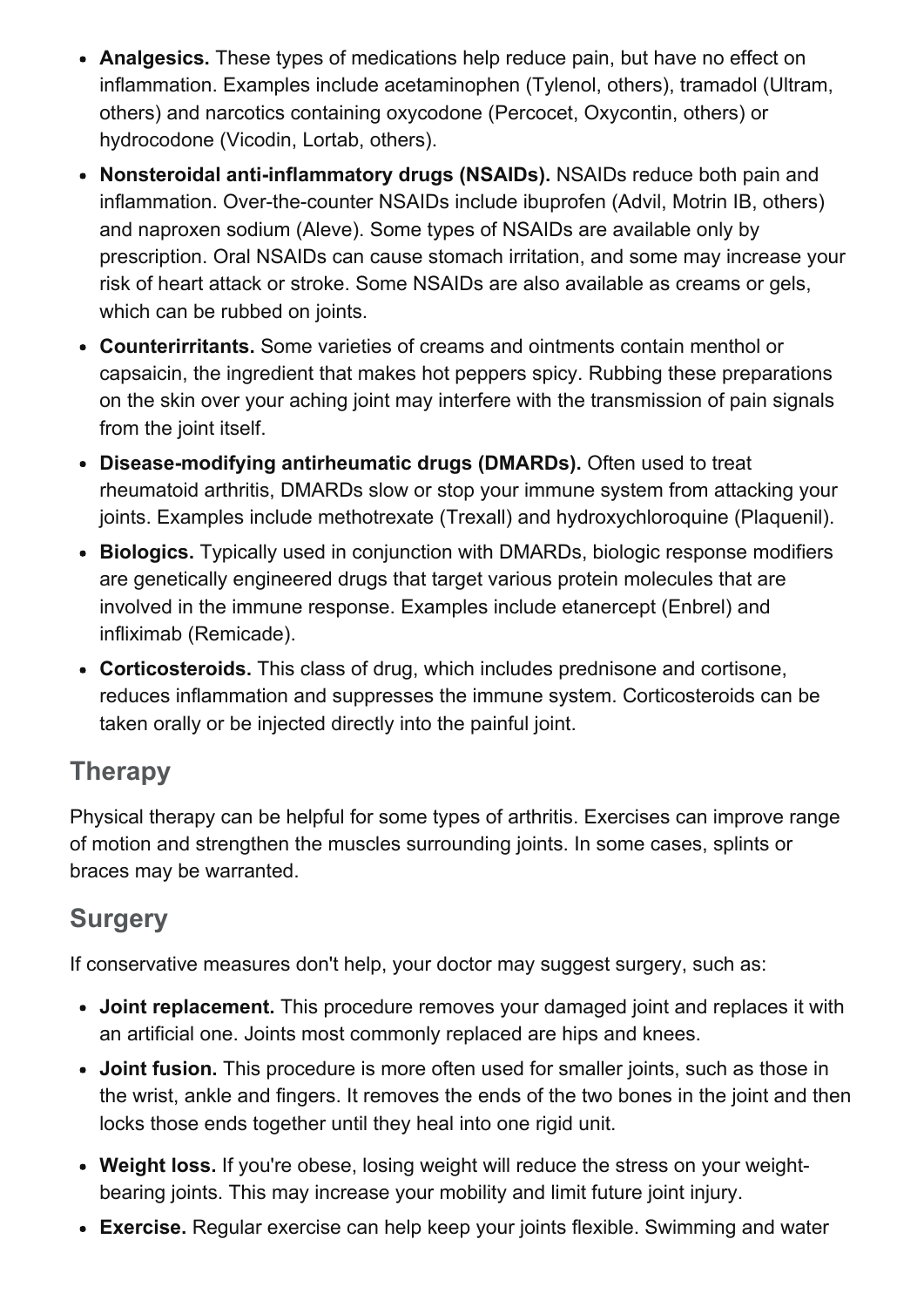- **Analgesics.** These types of medications help reduce pain, but have no effect on inflammation. Examples include acetaminophen (Tylenol, others), tramadol (Ultram, others) and narcotics containing oxycodone (Percocet, Oxycontin, others) or hydrocodone (Vicodin, Lortab, others).
- **Nonsteroidal anti-inflammatory drugs (NSAIDs).** NSAIDs reduce both pain and inflammation. Over-the-counter NSAIDs include ibuprofen (Advil, Motrin IB, others) and naproxen sodium (Aleve). Some types of NSAIDs are available only by prescription. Oral NSAIDs can cause stomach irritation, and some may increase your risk of heart attack or stroke. Some NSAIDs are also available as creams or gels, which can be rubbed on joints.
- **Counterirritants.** Some varieties of creams and ointments contain menthol or capsaicin, the ingredient that makes hot peppers spicy. Rubbing these preparations on the skin over your aching joint may interfere with the transmission of pain signals from the joint itself.
- **Disease-modifying antirheumatic drugs (DMARDs).** Often used to treat rheumatoid arthritis, DMARDs slow or stop your immune system from attacking your joints. Examples include methotrexate (Trexall) and hydroxychloroquine (Plaquenil).
- **Biologics.** Typically used in conjunction with DMARDs, biologic response modifiers are genetically engineered drugs that target various protein molecules that are involved in the immune response. Examples include etanercept (Enbrel) and infliximab (Remicade).
- **Corticosteroids.** This class of drug, which includes prednisone and cortisone, reduces inflammation and suppresses the immune system. Corticosteroids can be taken orally or be injected directly into the painful joint.

## Therapy

Physical therapy can be helpful for some types of arthritis. Exercises can improve range of motion and strengthen the muscles surrounding joints. In some cases, splints or braces may be warranted.

## Surgery

If conservative measures don't help, your doctor may suggest surgery, such as:

- **Joint replacement.** This procedure removes your damaged joint and replaces it with an artificial one. Joints most commonly replaced are hips and knees.
- **Joint fusion.** This procedure is more often used for smaller joints, such as those in the wrist, ankle and fingers. It removes the ends of the two bones in the joint and then locks those ends together until they heal into one rigid unit.
- **Weight loss.** If you're obese, losing weight will reduce the stress on your weight-bearing joints. This may increase your mobility and limit future joint injury.
- **Exercise.** Regular exercise can help keep your joints flexible. Swimming and water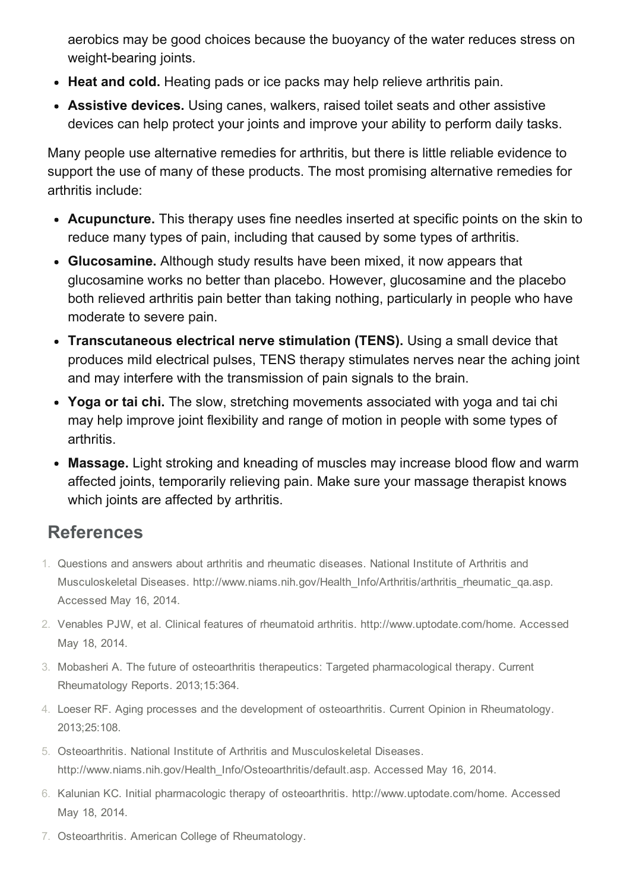aerobics may be good choices because the buoyancy of the water reduces stress on weight-bearing joints.

- **Heat and cold.** Heating pads or ice packs may help relieve arthritis pain.
- **Assistive devices.** Using canes, walkers, raised toilet seats and other assistive devices can help protect your joints and improve your ability to perform daily tasks.

Many people use alternative remedies for arthritis, but there is little reliable evidence to support the use of many of these products. The most promising alternative remedies for arthritis include:

- **Acupuncture.** This therapy uses fine needles inserted at specific points on the skin to reduce many types of pain, including that caused by some types of arthritis.
- **Glucosamine.** Although study results have been mixed, it now appears that glucosamine works no better than placebo. However, glucosamine and the placebo both relieved arthritis pain better than taking nothing, particularly in people who have moderate to severe pain.
- **Transcutaneous electrical nerve stimulation (TENS).** Using a small device that produces mild electrical pulses, TENS therapy stimulates nerves near the aching joint and may interfere with the transmission of pain signals to the brain.
- **Yoga or tai chi.** The slow, stretching movements associated with yoga and tai chi may help improve joint flexibility and range of motion in people with some types of arthritis.
- **Massage.** Light stroking and kneading of muscles may increase blood flow and warm affected joints, temporarily relieving pain. Make sure your massage therapist knows which joints are affected by arthritis.

## References

1. Questions and answers about arthritis and rheumatic diseases. National Institute of Arthritis and Musculoskeletal Diseases. http://www.niams.nih.gov/Health_Info/Arthritis/arthritis_rheumatic_qa.asp. Accessed May 16, 2014.
2. Venables PJW, et al. Clinical features of rheumatoid arthritis. http://www.uptodate.com/home. Accessed May 18, 2014.
3. Mobasheri A. The future of osteoarthritis therapeutics: Targeted pharmacological therapy. Current Rheumatology Reports. 2013;15:364.
4. Loeser RF. Aging processes and the development of osteoarthritis. Current Opinion in Rheumatology. 2013;25:108.
5. Osteoarthritis. National Institute of Arthritis and Musculoskeletal Diseases. http://www.niams.nih.gov/Health_Info/Osteoarthritis/default.asp. Accessed May 16, 2014.
6. Kalunian KC. Initial pharmacologic therapy of osteoarthritis. http://www.uptodate.com/home. Accessed May 18, 2014.
7. Osteoarthritis. American College of Rheumatology.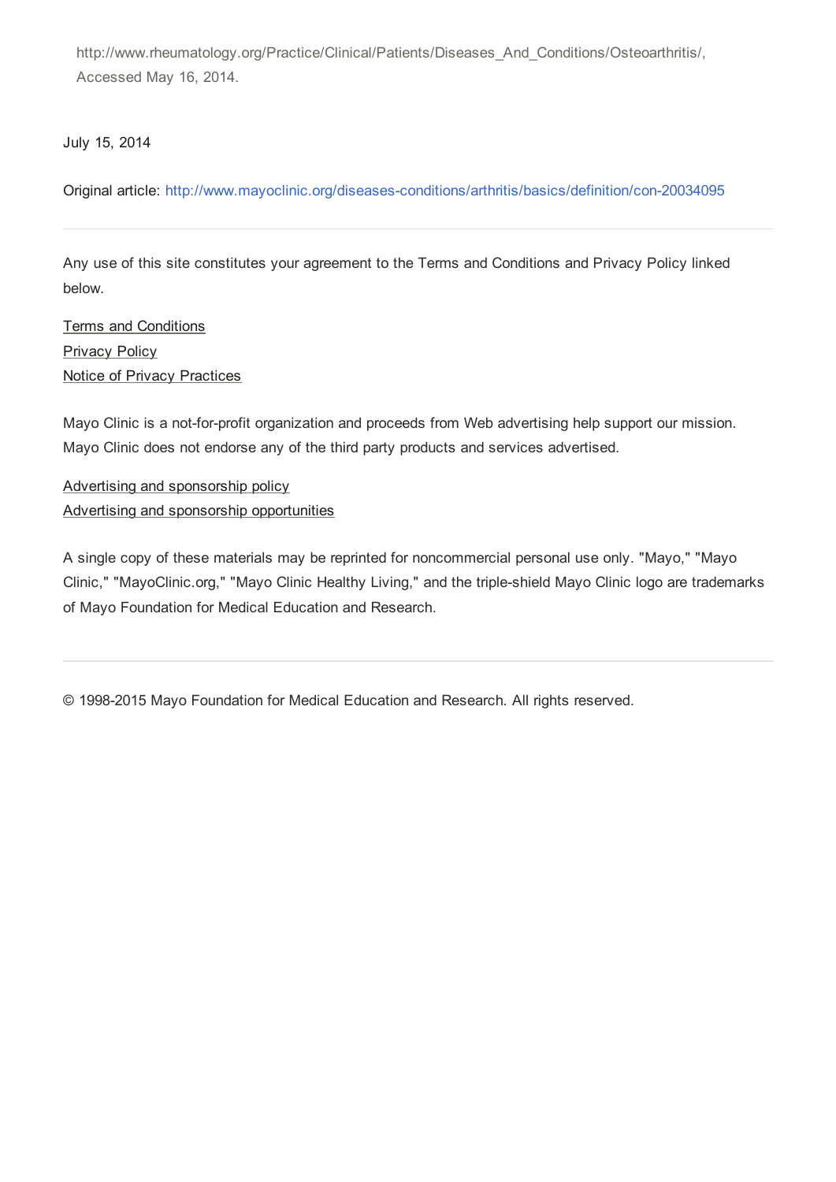http://www.rheumatology.org/Practice/Clinical/Patients/Diseases_And_Conditions/Osteoarthritis/, Accessed May 16, 2014.

July 15, 2014

Original article: http://www.mayoclinic.org/diseases-conditions/arthritis/basics/definition/con-20034095

---

Any use of this site constitutes your agreement to the Terms and Conditions and Privacy Policy linked below.

Terms and Conditions
Privacy Policy
Notice of Privacy Practices

Mayo Clinic is a not-for-profit organization and proceeds from Web advertising help support our mission. Mayo Clinic does not endorse any of the third party products and services advertised.

Advertising and sponsorship policy
Advertising and sponsorship opportunities

A single copy of these materials may be reprinted for noncommercial personal use only. "Mayo," "Mayo Clinic," "MayoClinic.org," "Mayo Clinic Healthy Living," and the triple-shield Mayo Clinic logo are trademarks of Mayo Foundation for Medical Education and Research.

---

© 1998-2015 Mayo Foundation for Medical Education and Research. All rights reserved.